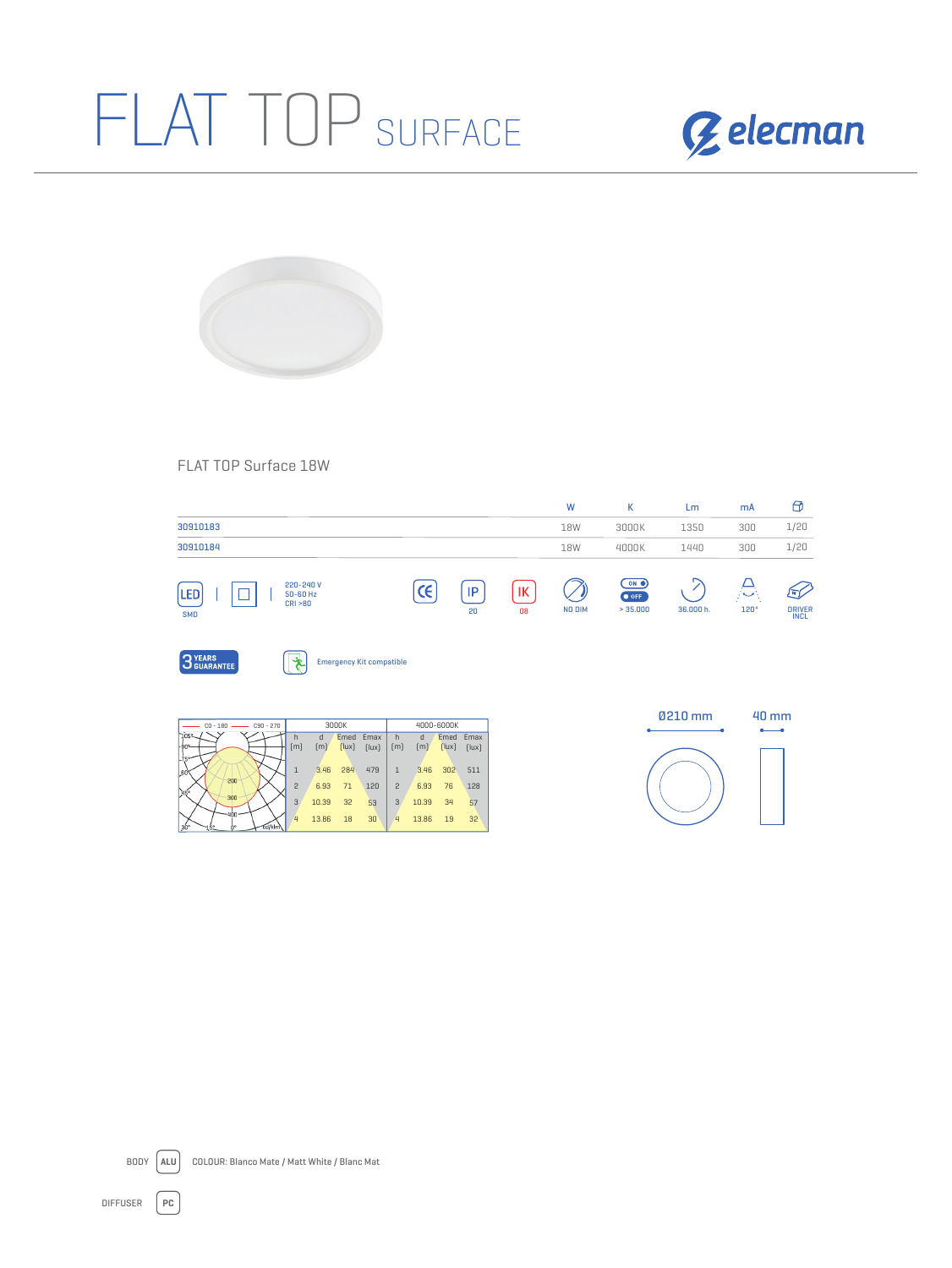# FLAT TOP SURFACE

elecman

## FLAT TOP Surface 18W

| | W | K | Lm | mA | |
|---|---|---|---|---|---|
| 30910183 | 18W | 3000K | 1350 | 300 | 1/20 |
| 30910184 | 18W | 4000K | 1440 | 300 | 1/20 |

LED SMD | 220-240 V 50-60 Hz CRI >80 | CE | IP 20 | IK 08 | NO DIM | ON/OFF > 35.000 | 36.000 h. | 120° | DRIVER INCL

3 YEARS GUARANTEE

Emergency Kit compatible

| h [m] | d [m] | 3000K Emed [lux] | 3000K Emax [lux] | h [m] | d [m] | 4000-6000K Emed [lux] | 4000-6000K Emax [lux] |
|---|---|---|---|---|---|---|---|
| 1 | 3.46 | 284 | 479 | 1 | 3.46 | 302 | 511 |
| 2 | 6.93 | 71 | 120 | 2 | 6.93 | 76 | 128 |
| 3 | 10.39 | 32 | 53 | 3 | 10.39 | 34 | 57 |
| 4 | 13.86 | 18 | 30 | 4 | 13.86 | 19 | 32 |

C0 - 180 — C90 - 270 — cd/klm

Ø210 mm — 40 mm

BODY ALU COLOUR: Blanco Mate / Matt White / Blanc Mat

DIFFUSER PC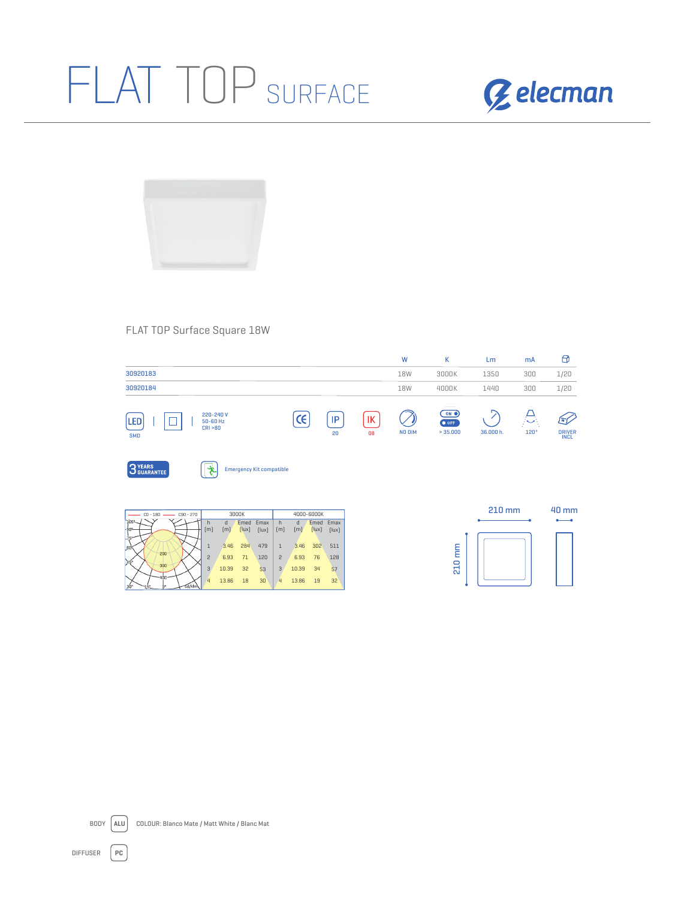# FLAT TOP SURFACE

elecman

FLAT TOP Surface Square 18W

| | W | K | Lm | mA | |
|---|---|---|---|---|---|
| 30920183 | 18W | 3000K | 1350 | 300 | 1/20 |
| 30920184 | 18W | 4000K | 1440 | 300 | 1/20 |

LED SMD | 220-240 V 50-60 Hz CRI >80 | CE | IP 20 | IK 08 | NO DIM | ON OFF > 35.000 | 36.000 h. | 120° | DRIVER INCL

3 YEARS GUARANTEE

Emergency Kit compatible

C0 - 180 C90 - 270
105° 90° 75° 60° 45° 30° 15° 0°
200 300 400 cd/klm

| | 3000K | | | | 4000-6000K | | |
|---|---|---|---|---|---|---|---|
| h [m] | d [m] | Emed [lux] | Emax [lux] | h [m] | d [m] | Emed [lux] | Emax [lux] |
| 1 | 3.46 | 284 | 479 | 1 | 3.46 | 302 | 511 |
| 2 | 6.93 | 71 | 120 | 2 | 6.93 | 76 | 128 |
| 3 | 10.39 | 32 | 53 | 3 | 10.39 | 34 | 57 |
| 4 | 13.86 | 18 | 30 | 4 | 13.86 | 19 | 32 |

210 mm
210 mm
40 mm

BODY ALU COLOUR: Blanco Mate / Matt White / Blanc Mat

DIFFUSER PC